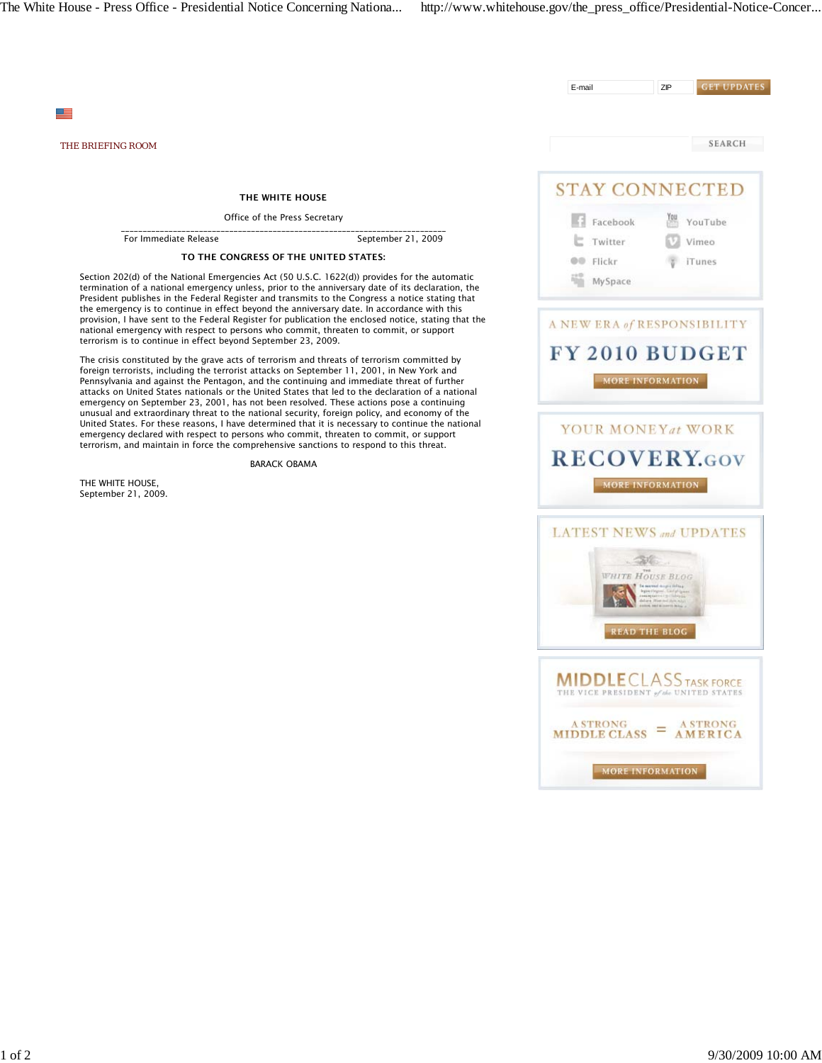THE BRIEFING ROOM

**THE WHITE HOUSE**

Office of the Press Secretary

---

For Immediate Release September 21, 2009

**TO THE CONGRESS OF THE UNITED STATES:**

Section 202(d) of the National Emergencies Act (50 U.S.C. 1622(d)) provides for the automatic termination of a national emergency unless, prior to the anniversary date of its declaration, the President publishes in the Federal Register and transmits to the Congress a notice stating that the emergency is to continue in effect beyond the anniversary date. In accordance with this provision, I have sent to the Federal Register for publication the enclosed notice, stating that the national emergency with respect to persons who commit, threaten to commit, or support terrorism is to continue in effect beyond September 23, 2009.

The crisis constituted by the grave acts of terrorism and threats of terrorism committed by foreign terrorists, including the terrorist attacks on September 11, 2001, in New York and Pennsylvania and against the Pentagon, and the continuing and immediate threat of further attacks on United States nationals or the United States that led to the declaration of a national emergency on September 23, 2001, has not been resolved. These actions pose a continuing unusual and extraordinary threat to the national security, foreign policy, and economy of the United States. For these reasons, I have determined that it is necessary to continue the national emergency declared with respect to persons who commit, threaten to commit, or support terrorism, and maintain in force the comprehensive sanctions to respond to this threat.

BARACK OBAMA

THE WHITE HOUSE,
September 21, 2009.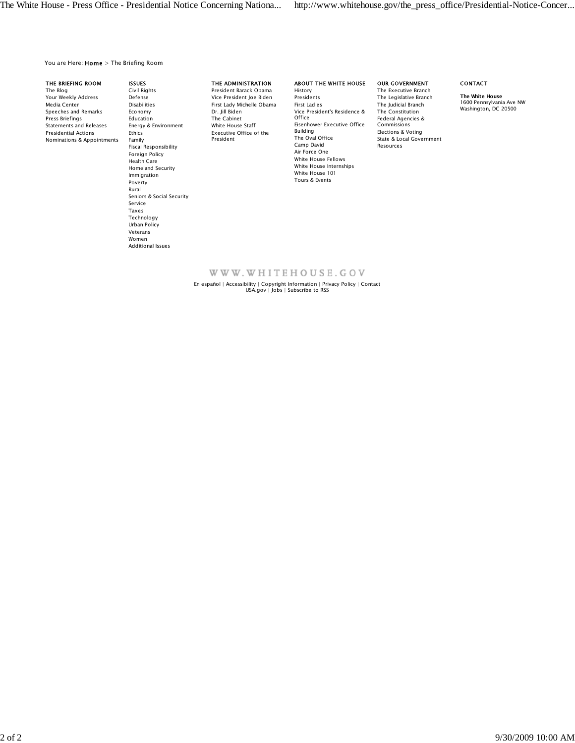You are Here: **Home** > The Briefing Room

**THE BRIEFING ROOM**
- The Blog
- Your Weekly Address
- Media Center
- Speeches and Remarks
- Press Briefings
- Statements and Releases
- Presidential Actions
- Nominations & Appointments

**ISSUES**
- Civil Rights
- Defense
- Disabilities
- Economy
- Education
- Energy & Environment
- Ethics
- Family
- Fiscal Responsibility
- Foreign Policy
- Health Care
- Homeland Security
- Immigration
- Poverty
- Rural
- Seniors & Social Security
- Service
- Taxes
- Technology
- Urban Policy
- Veterans
- Women
- Additional Issues

**THE ADMINISTRATION**
- President Barack Obama
- Vice President Joe Biden
- First Lady Michelle Obama
- Dr. Jill Biden
- The Cabinet
- White House Staff
- Executive Office of the President

**ABOUT THE WHITE HOUSE**
- History
- Presidents
- First Ladies
- Vice President's Residence & Office
- Eisenhower Executive Office Building
- The Oval Office
- Camp David
- Air Force One
- White House Fellows
- White House Internships
- White House 101
- Tours & Events

**OUR GOVERNMENT**
- The Executive Branch
- The Legislative Branch
- The Judicial Branch
- The Constitution
- Federal Agencies & Commissions
- Elections & Voting
- State & Local Government Resources

**CONTACT**

**The White House**
1600 Pennsylvania Ave NW
Washington, DC 20500

WWW.WHITEHOUSE.GOV

En español | Accessibility | Copyright Information | Privacy Policy | Contact
USA.gov | Jobs | Subscribe to RSS